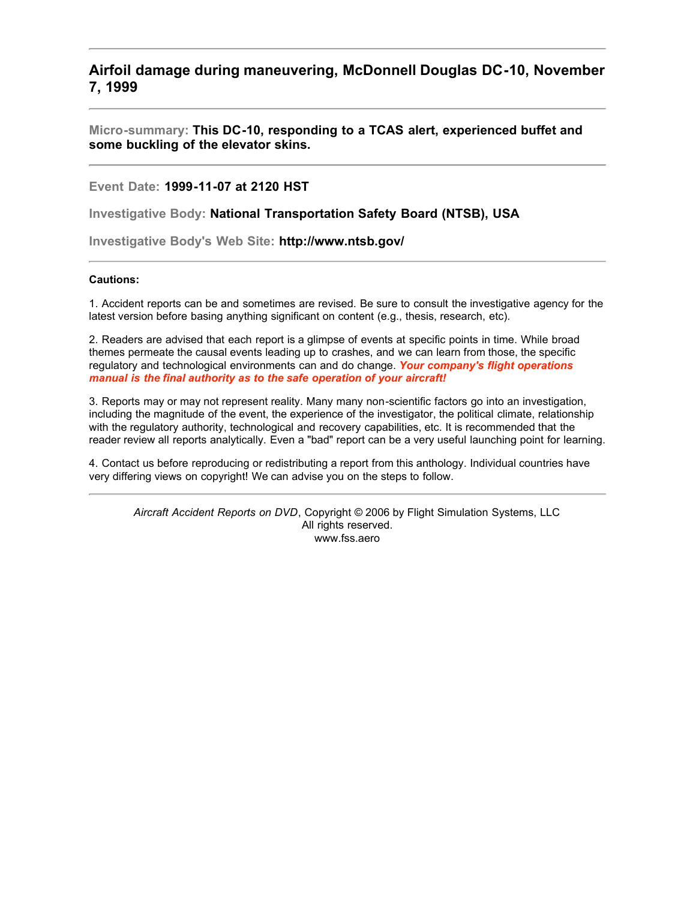## Airfoil damage during maneuvering, McDonnell Douglas DC-10, November 7, 1999

---

**Micro-summary:** **This DC-10, responding to a TCAS alert, experienced buffet and some buckling of the elevator skins.**

---

**Event Date:** **1999-11-07 at 2120 HST**

**Investigative Body:** **National Transportation Safety Board (NTSB), USA**

**Investigative Body's Web Site:** **http://www.ntsb.gov/**

---

**Cautions:**

1. Accident reports can be and sometimes are revised. Be sure to consult the investigative agency for the latest version before basing anything significant on content (e.g., thesis, research, etc).

2. Readers are advised that each report is a glimpse of events at specific points in time. While broad themes permeate the causal events leading up to crashes, and we can learn from those, the specific regulatory and technological environments can and do change. ***Your company's flight operations manual is the final authority as to the safe operation of your aircraft!***

3. Reports may or may not represent reality. Many many non-scientific factors go into an investigation, including the magnitude of the event, the experience of the investigator, the political climate, relationship with the regulatory authority, technological and recovery capabilities, etc. It is recommended that the reader review all reports analytically. Even a "bad" report can be a very useful launching point for learning.

4. Contact us before reproducing or redistributing a report from this anthology. Individual countries have very differing views on copyright! We can advise you on the steps to follow.

---

*Aircraft Accident Reports on DVD*, Copyright © 2006 by Flight Simulation Systems, LLC
All rights reserved.
www.fss.aero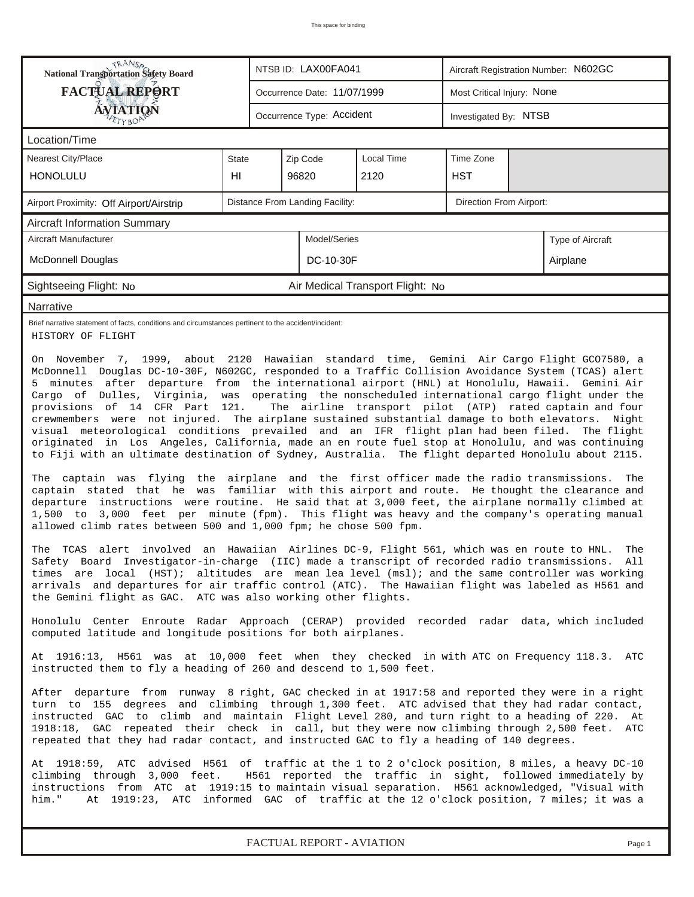This space for binding

| National Transportation Safety Board FACTUAL REPORT AVIATION | NTSB ID: LAX00FA041 | Aircraft Registration Number: N602GC |
|---|---|---|
| | Occurrence Date: 11/07/1999 | Most Critical Injury: None |
| | Occurrence Type: Accident | Investigated By: NTSB |

**Location/Time**

| Nearest City/Place | State | Zip Code | Local Time | Time Zone |
|---|---|---|---|---|
| HONOLULU | HI | 96820 | 2120 | HST |

| Airport Proximity: Off Airport/Airstrip | Distance From Landing Facility: | Direction From Airport: |
|---|---|---|

**Aircraft Information Summary**

| Aircraft Manufacturer | Model/Series | Type of Aircraft |
|---|---|---|
| McDonnell Douglas | DC-10-30F | Airplane |

Sightseeing Flight: No    Air Medical Transport Flight: No

**Narrative**

Brief narrative statement of facts, conditions and circumstances pertinent to the accident/incident:

HISTORY OF FLIGHT

On November 7, 1999, about 2120 Hawaiian standard time, Gemini Air Cargo Flight GCO7580, a McDonnell Douglas DC-10-30F, N602GC, responded to a Traffic Collision Avoidance System (TCAS) alert 5 minutes after departure from the international airport (HNL) at Honolulu, Hawaii. Gemini Air Cargo of Dulles, Virginia, was operating the nonscheduled international cargo flight under the provisions of 14 CFR Part 121. The airline transport pilot (ATP) rated captain and four crewmembers were not injured. The airplane sustained substantial damage to both elevators. Night visual meteorological conditions prevailed and an IFR flight plan had been filed. The flight originated in Los Angeles, California, made an en route fuel stop at Honolulu, and was continuing to Fiji with an ultimate destination of Sydney, Australia. The flight departed Honolulu about 2115.

The captain was flying the airplane and the first officer made the radio transmissions. The captain stated that he was familiar with this airport and route. He thought the clearance and departure instructions were routine. He said that at 3,000 feet, the airplane normally climbed at 1,500 to 3,000 feet per minute (fpm). This flight was heavy and the company's operating manual allowed climb rates between 500 and 1,000 fpm; he chose 500 fpm.

The TCAS alert involved an Hawaiian Airlines DC-9, Flight 561, which was en route to HNL. The Safety Board Investigator-in-charge (IIC) made a transcript of recorded radio transmissions. All times are local (HST); altitudes are mean lea level (msl); and the same controller was working arrivals and departures for air traffic control (ATC). The Hawaiian flight was labeled as H561 and the Gemini flight as GAC. ATC was also working other flights.

Honolulu Center Enroute Radar Approach (CERAP) provided recorded radar data, which included computed latitude and longitude positions for both airplanes.

At 1916:13, H561 was at 10,000 feet when they checked in with ATC on Frequency 118.3. ATC instructed them to fly a heading of 260 and descend to 1,500 feet.

After departure from runway 8 right, GAC checked in at 1917:58 and reported they were in a right turn to 155 degrees and climbing through 1,300 feet. ATC advised that they had radar contact, instructed GAC to climb and maintain Flight Level 280, and turn right to a heading of 220. At 1918:18, GAC repeated their check in call, but they were now climbing through 2,500 feet. ATC repeated that they had radar contact, and instructed GAC to fly a heading of 140 degrees.

At 1918:59, ATC advised H561 of traffic at the 1 to 2 o'clock position, 8 miles, a heavy DC-10 climbing through 3,000 feet. H561 reported the traffic in sight, followed immediately by instructions from ATC at 1919:15 to maintain visual separation. H561 acknowledged, "Visual with him." At 1919:23, ATC informed GAC of traffic at the 12 o'clock position, 7 miles; it was a

FACTUAL REPORT - AVIATION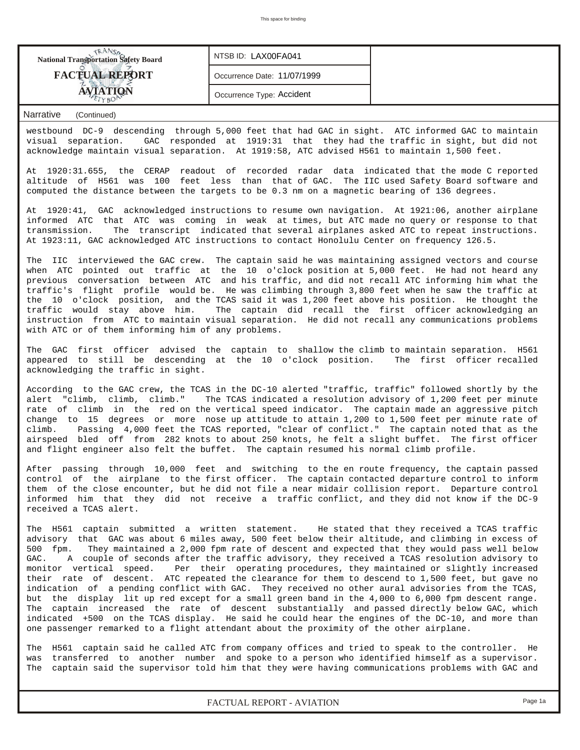| National Transportation Safety Board FACTUAL REPORT AVIATION | NTSB ID: LAX00FA041 | |
|---|---|---|
| | Occurrence Date: 11/07/1999 | |
| | Occurrence Type: Accident | |

Narrative (Continued)

westbound DC-9 descending through 5,000 feet that had GAC in sight. ATC informed GAC to maintain visual separation. GAC responded at 1919:31 that they had the traffic in sight, but did not acknowledge maintain visual separation. At 1919:58, ATC advised H561 to maintain 1,500 feet.

At 1920:31.655, the CERAP readout of recorded radar data indicated that the mode C reported altitude of H561 was 100 feet less than that of GAC. The IIC used Safety Board software and computed the distance between the targets to be 0.3 nm on a magnetic bearing of 136 degrees.

At 1920:41, GAC acknowledged instructions to resume own navigation. At 1921:06, another airplane informed ATC that ATC was coming in weak at times, but ATC made no query or response to that transmission. The transcript indicated that several airplanes asked ATC to repeat instructions. At 1923:11, GAC acknowledged ATC instructions to contact Honolulu Center on frequency 126.5.

The IIC interviewed the GAC crew. The captain said he was maintaining assigned vectors and course when ATC pointed out traffic at the 10 o'clock position at 5,000 feet. He had not heard any previous conversation between ATC and his traffic, and did not recall ATC informing him what the traffic's flight profile would be. He was climbing through 3,800 feet when he saw the traffic at the 10 o'clock position, and the TCAS said it was 1,200 feet above his position. He thought the traffic would stay above him. The captain did recall the first officer acknowledging an instruction from ATC to maintain visual separation. He did not recall any communications problems with ATC or of them informing him of any problems.

The GAC first officer advised the captain to shallow the climb to maintain separation. H561 appeared to still be descending at the 10 o'clock position. The first officer recalled acknowledging the traffic in sight.

According to the GAC crew, the TCAS in the DC-10 alerted "traffic, traffic" followed shortly by the alert "climb, climb, climb." The TCAS indicated a resolution advisory of 1,200 feet per minute rate of climb in the red on the vertical speed indicator. The captain made an aggressive pitch change to 15 degrees or more nose up attitude to attain 1,200 to 1,500 feet per minute rate of climb. Passing 4,000 feet the TCAS reported, "clear of conflict." The captain noted that as the airspeed bled off from 282 knots to about 250 knots, he felt a slight buffet. The first officer and flight engineer also felt the buffet. The captain resumed his normal climb profile.

After passing through 10,000 feet and switching to the en route frequency, the captain passed control of the airplane to the first officer. The captain contacted departure control to inform them of the close encounter, but he did not file a near midair collision report. Departure control informed him that they did not receive a traffic conflict, and they did not know if the DC-9 received a TCAS alert.

The H561 captain submitted a written statement. He stated that they received a TCAS traffic advisory that GAC was about 6 miles away, 500 feet below their altitude, and climbing in excess of 500 fpm. They maintained a 2,000 fpm rate of descent and expected that they would pass well below GAC. A couple of seconds after the traffic advisory, they received a TCAS resolution advisory to monitor vertical speed. Per their operating procedures, they maintained or slightly increased their rate of descent. ATC repeated the clearance for them to descend to 1,500 feet, but gave no indication of a pending conflict with GAC. They received no other aural advisories from the TCAS, but the display lit up red except for a small green band in the 4,000 to 6,000 fpm descent range. The captain increased the rate of descent substantially and passed directly below GAC, which indicated +500 on the TCAS display. He said he could hear the engines of the DC-10, and more than one passenger remarked to a flight attendant about the proximity of the other airplane.

The H561 captain said he called ATC from company offices and tried to speak to the controller. He was transferred to another number and spoke to a person who identified himself as a supervisor. The captain said the supervisor told him that they were having communications problems with GAC and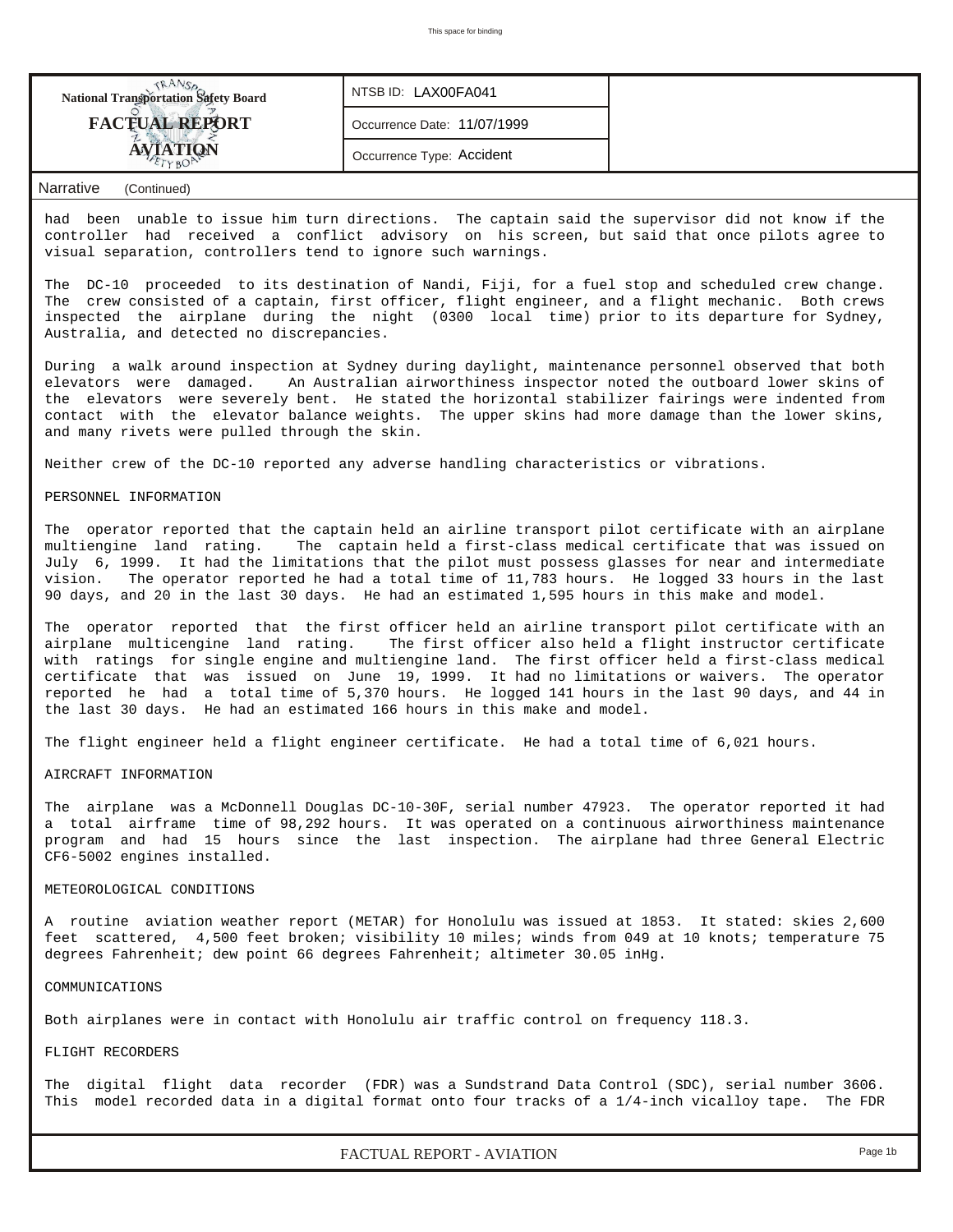had been unable to issue him turn directions. The captain said the supervisor did not know if the controller had received a conflict advisory on his screen, but said that once pilots agree to visual separation, controllers tend to ignore such warnings.

The DC-10 proceeded to its destination of Nandi, Fiji, for a fuel stop and scheduled crew change. The crew consisted of a captain, first officer, flight engineer, and a flight mechanic. Both crews inspected the airplane during the night (0300 local time) prior to its departure for Sydney, Australia, and detected no discrepancies.

During a walk around inspection at Sydney during daylight, maintenance personnel observed that both elevators were damaged. An Australian airworthiness inspector noted the outboard lower skins of the elevators were severely bent. He stated the horizontal stabilizer fairings were indented from contact with the elevator balance weights. The upper skins had more damage than the lower skins, and many rivets were pulled through the skin.

Neither crew of the DC-10 reported any adverse handling characteristics or vibrations.

PERSONNEL INFORMATION

The operator reported that the captain held an airline transport pilot certificate with an airplane multiengine land rating. The captain held a first-class medical certificate that was issued on July 6, 1999. It had the limitations that the pilot must possess glasses for near and intermediate vision. The operator reported he had a total time of 11,783 hours. He logged 33 hours in the last 90 days, and 20 in the last 30 days. He had an estimated 1,595 hours in this make and model.

The operator reported that the first officer held an airline transport pilot certificate with an airplane multicengine land rating. The first officer also held a flight instructor certificate with ratings for single engine and multiengine land. The first officer held a first-class medical certificate that was issued on June 19, 1999. It had no limitations or waivers. The operator reported he had a total time of 5,370 hours. He logged 141 hours in the last 90 days, and 44 in the last 30 days. He had an estimated 166 hours in this make and model.

The flight engineer held a flight engineer certificate. He had a total time of 6,021 hours.

AIRCRAFT INFORMATION

The airplane was a McDonnell Douglas DC-10-30F, serial number 47923. The operator reported it had a total airframe time of 98,292 hours. It was operated on a continuous airworthiness maintenance program and had 15 hours since the last inspection. The airplane had three General Electric CF6-5002 engines installed.

METEOROLOGICAL CONDITIONS

A routine aviation weather report (METAR) for Honolulu was issued at 1853. It stated: skies 2,600 feet scattered, 4,500 feet broken; visibility 10 miles; winds from 049 at 10 knots; temperature 75 degrees Fahrenheit; dew point 66 degrees Fahrenheit; altimeter 30.05 inHg.

COMMUNICATIONS

Both airplanes were in contact with Honolulu air traffic control on frequency 118.3.

FLIGHT RECORDERS

The digital flight data recorder (FDR) was a Sundstrand Data Control (SDC), serial number 3606. This model recorded data in a digital format onto four tracks of a 1/4-inch vicalloy tape. The FDR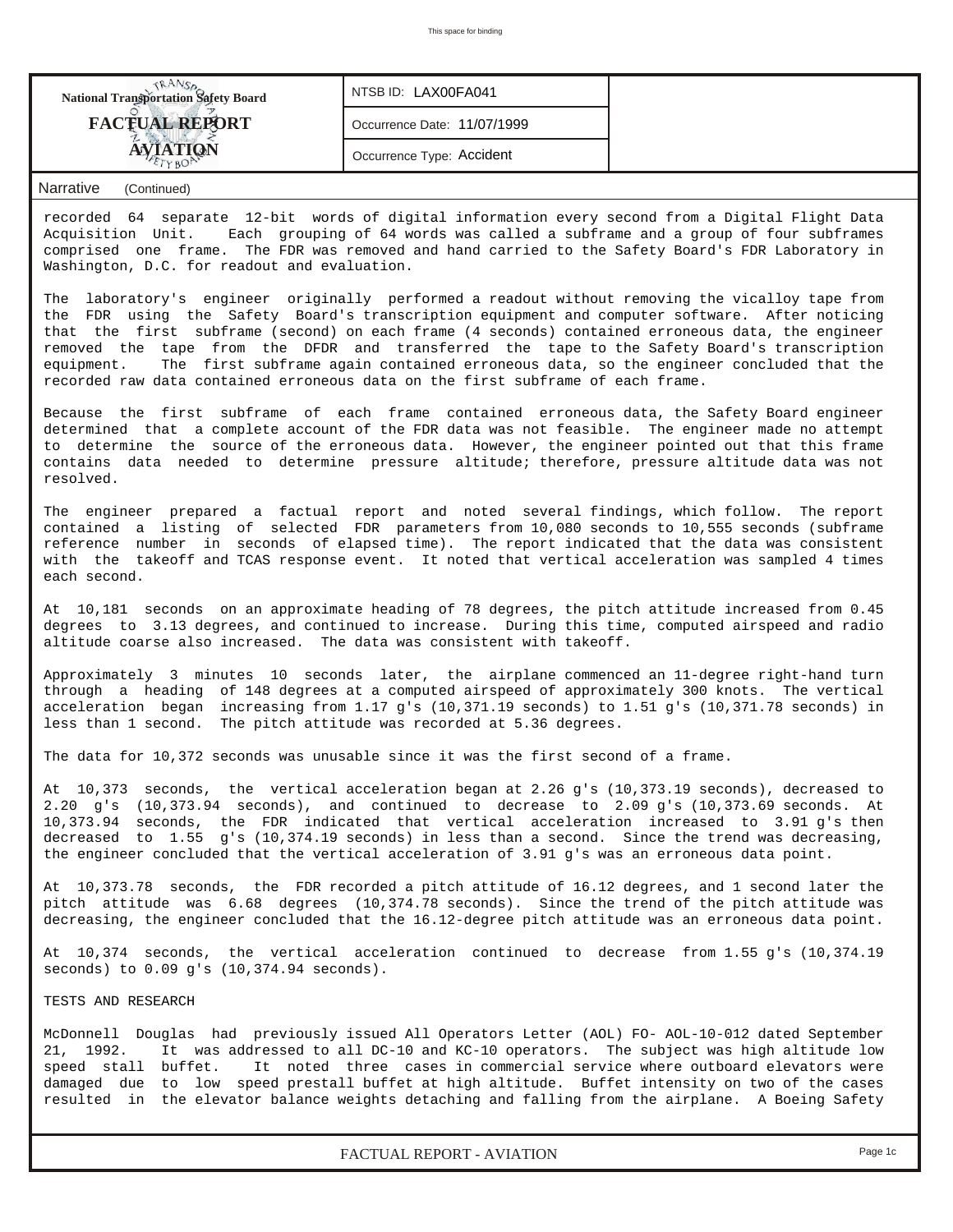**National Transportation Safety Board**

**FACTUAL REPORT**

**AVIATION**

NTSB ID: LAX00FA041

Occurrence Date: 11/07/1999

Occurrence Type: Accident

Narrative (Continued)

recorded 64 separate 12-bit words of digital information every second from a Digital Flight Data Acquisition Unit. Each grouping of 64 words was called a subframe and a group of four subframes comprised one frame. The FDR was removed and hand carried to the Safety Board's FDR Laboratory in Washington, D.C. for readout and evaluation.

The laboratory's engineer originally performed a readout without removing the vicalloy tape from the FDR using the Safety Board's transcription equipment and computer software. After noticing that the first subframe (second) on each frame (4 seconds) contained erroneous data, the engineer removed the tape from the DFDR and transferred the tape to the Safety Board's transcription equipment. The first subframe again contained erroneous data, so the engineer concluded that the recorded raw data contained erroneous data on the first subframe of each frame.

Because the first subframe of each frame contained erroneous data, the Safety Board engineer determined that a complete account of the FDR data was not feasible. The engineer made no attempt to determine the source of the erroneous data. However, the engineer pointed out that this frame contains data needed to determine pressure altitude; therefore, pressure altitude data was not resolved.

The engineer prepared a factual report and noted several findings, which follow. The report contained a listing of selected FDR parameters from 10,080 seconds to 10,555 seconds (subframe reference number in seconds of elapsed time). The report indicated that the data was consistent with the takeoff and TCAS response event. It noted that vertical acceleration was sampled 4 times each second.

At 10,181 seconds on an approximate heading of 78 degrees, the pitch attitude increased from 0.45 degrees to 3.13 degrees, and continued to increase. During this time, computed airspeed and radio altitude coarse also increased. The data was consistent with takeoff.

Approximately 3 minutes 10 seconds later, the airplane commenced an 11-degree right-hand turn through a heading of 148 degrees at a computed airspeed of approximately 300 knots. The vertical acceleration began increasing from 1.17 g's (10,371.19 seconds) to 1.51 g's (10,371.78 seconds) in less than 1 second. The pitch attitude was recorded at 5.36 degrees.

The data for 10,372 seconds was unusable since it was the first second of a frame.

At 10,373 seconds, the vertical acceleration began at 2.26 g's (10,373.19 seconds), decreased to 2.20 g's (10,373.94 seconds), and continued to decrease to 2.09 g's (10,373.69 seconds. At 10,373.94 seconds, the FDR indicated that vertical acceleration increased to 3.91 g's then decreased to 1.55 g's (10,374.19 seconds) in less than a second. Since the trend was decreasing, the engineer concluded that the vertical acceleration of 3.91 g's was an erroneous data point.

At 10,373.78 seconds, the FDR recorded a pitch attitude of 16.12 degrees, and 1 second later the pitch attitude was 6.68 degrees (10,374.78 seconds). Since the trend of the pitch attitude was decreasing, the engineer concluded that the 16.12-degree pitch attitude was an erroneous data point.

At 10,374 seconds, the vertical acceleration continued to decrease from 1.55 g's (10,374.19 seconds) to 0.09 g's (10,374.94 seconds).

TESTS AND RESEARCH

McDonnell Douglas had previously issued All Operators Letter (AOL) FO- AOL-10-012 dated September 21, 1992. It was addressed to all DC-10 and KC-10 operators. The subject was high altitude low speed stall buffet. It noted three cases in commercial service where outboard elevators were damaged due to low speed prestall buffet at high altitude. Buffet intensity on two of the cases resulted in the elevator balance weights detaching and falling from the airplane. A Boeing Safety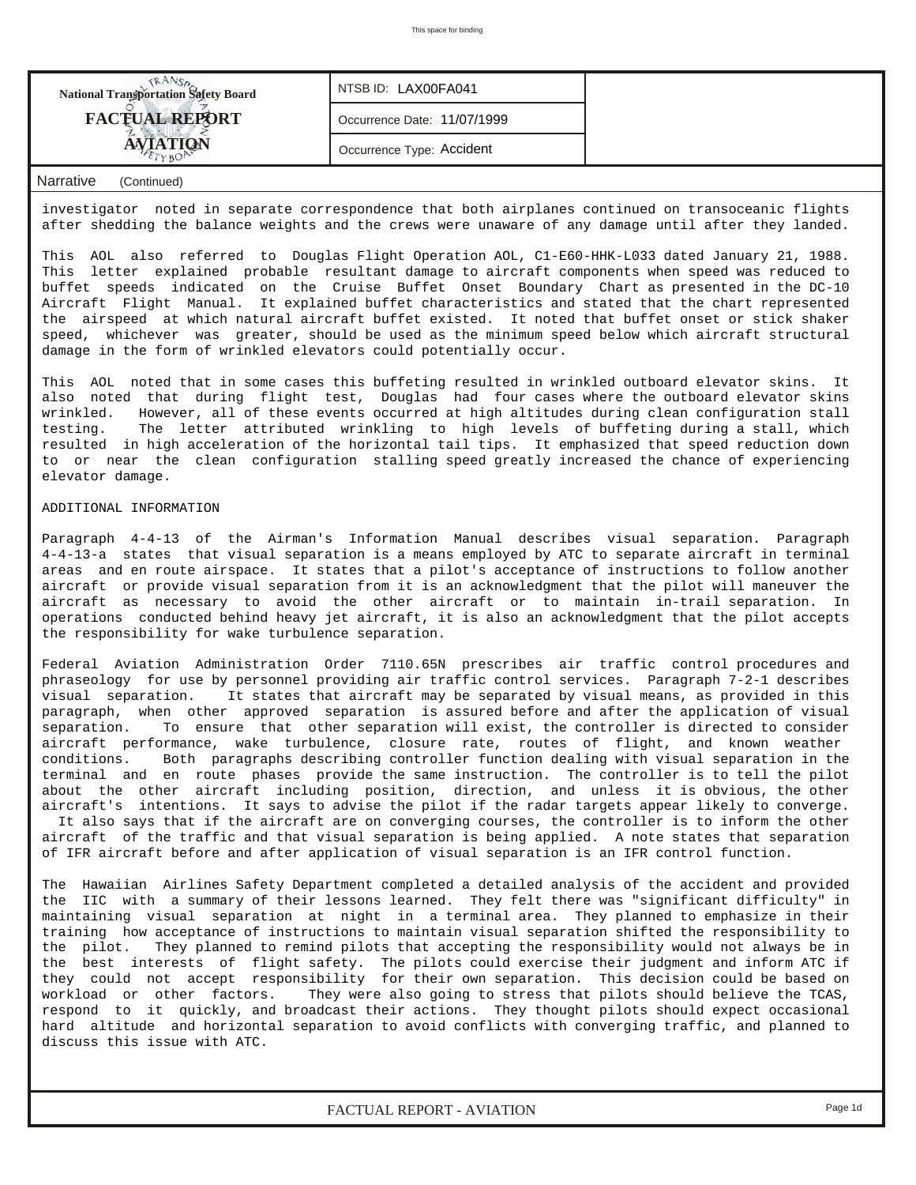| NTSB ID: LAX00FA041 |
| --- |
| Occurrence Date: 11/07/1999 |
| Occurrence Type: Accident |

**Narrative** (Continued)

investigator noted in separate correspondence that both airplanes continued on transoceanic flights after shedding the balance weights and the crews were unaware of any damage until after they landed.

This AOL also referred to Douglas Flight Operation AOL, C1-E60-HHK-L033 dated January 21, 1988. This letter explained probable resultant damage to aircraft components when speed was reduced to buffet speeds indicated on the Cruise Buffet Onset Boundary Chart as presented in the DC-10 Aircraft Flight Manual. It explained buffet characteristics and stated that the chart represented the airspeed at which natural aircraft buffet existed. It noted that buffet onset or stick shaker speed, whichever was greater, should be used as the minimum speed below which aircraft structural damage in the form of wrinkled elevators could potentially occur.

This AOL noted that in some cases this buffeting resulted in wrinkled outboard elevator skins. It also noted that during flight test, Douglas had four cases where the outboard elevator skins wrinkled. However, all of these events occurred at high altitudes during clean configuration stall testing. The letter attributed wrinkling to high levels of buffeting during a stall, which resulted in high acceleration of the horizontal tail tips. It emphasized that speed reduction down to or near the clean configuration stalling speed greatly increased the chance of experiencing elevator damage.

ADDITIONAL INFORMATION

Paragraph 4-4-13 of the Airman's Information Manual describes visual separation. Paragraph 4-4-13-a states that visual separation is a means employed by ATC to separate aircraft in terminal areas and en route airspace. It states that a pilot's acceptance of instructions to follow another aircraft or provide visual separation from it is an acknowledgment that the pilot will maneuver the aircraft as necessary to avoid the other aircraft or to maintain in-trail separation. In operations conducted behind heavy jet aircraft, it is also an acknowledgment that the pilot accepts the responsibility for wake turbulence separation.

Federal Aviation Administration Order 7110.65N prescribes air traffic control procedures and phraseology for use by personnel providing air traffic control services. Paragraph 7-2-1 describes visual separation. It states that aircraft may be separated by visual means, as provided in this paragraph, when other approved separation is assured before and after the application of visual separation. To ensure that other separation will exist, the controller is directed to consider aircraft performance, wake turbulence, closure rate, routes of flight, and known weather conditions. Both paragraphs describing controller function dealing with visual separation in the terminal and en route phases provide the same instruction. The controller is to tell the pilot about the other aircraft including position, direction, and unless it is obvious, the other aircraft's intentions. It says to advise the pilot if the radar targets appear likely to converge. It also says that if the aircraft are on converging courses, the controller is to inform the other aircraft of the traffic and that visual separation is being applied. A note states that separation of IFR aircraft before and after application of visual separation is an IFR control function.

The Hawaiian Airlines Safety Department completed a detailed analysis of the accident and provided the IIC with a summary of their lessons learned. They felt there was "significant difficulty" in maintaining visual separation at night in a terminal area. They planned to emphasize in their training how acceptance of instructions to maintain visual separation shifted the responsibility to the pilot. They planned to remind pilots that accepting the responsibility would not always be in the best interests of flight safety. The pilots could exercise their judgment and inform ATC if they could not accept responsibility for their own separation. This decision could be based on workload or other factors. They were also going to stress that pilots should believe the TCAS, respond to it quickly, and broadcast their actions. They thought pilots should expect occasional hard altitude and horizontal separation to avoid conflicts with converging traffic, and planned to discuss this issue with ATC.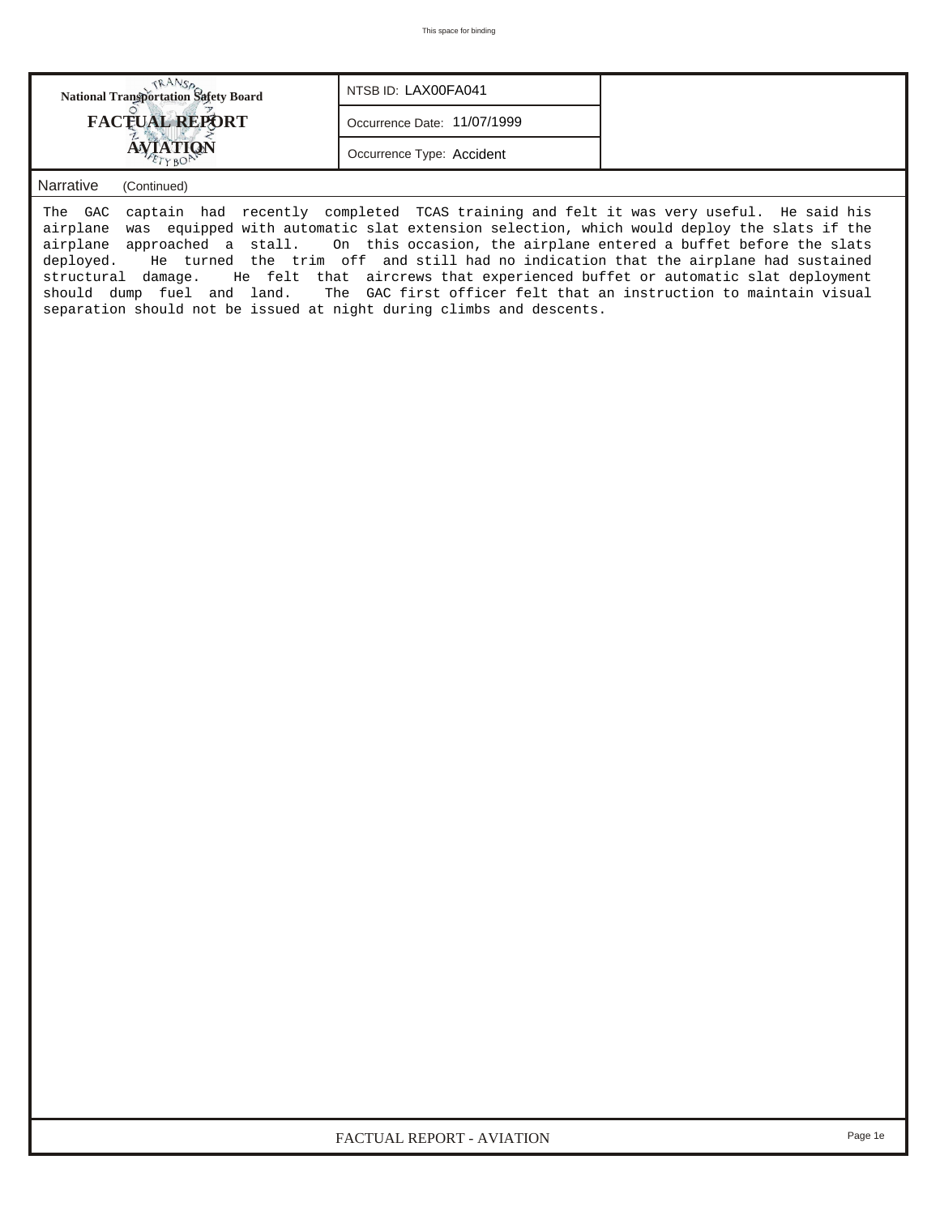**National Transportation Safety Board**
**FACTUAL REPORT**
**AVIATION**

| NTSB ID: LAX00FA041 |
| --- |
| Occurrence Date: 11/07/1999 |
| Occurrence Type: Accident |

## Narrative (Continued)

The GAC captain had recently completed TCAS training and felt it was very useful. He said his airplane was equipped with automatic slat extension selection, which would deploy the slats if the airplane approached a stall. On this occasion, the airplane entered a buffet before the slats deployed. He turned the trim off and still had no indication that the airplane had sustained structural damage. He felt that aircrews that experienced buffet or automatic slat deployment should dump fuel and land. The GAC first officer felt that an instruction to maintain visual separation should not be issued at night during climbs and descents.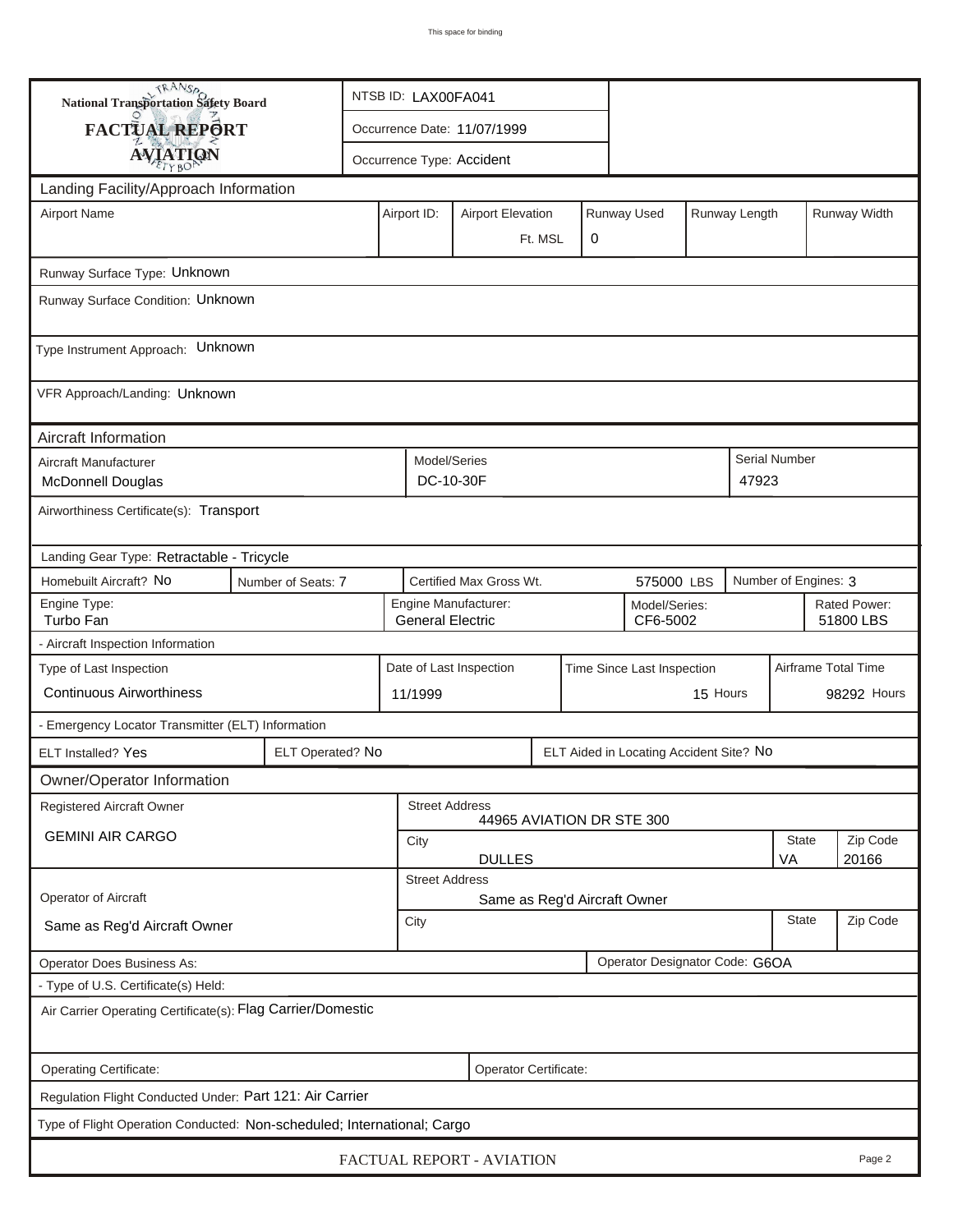This space for binding

**National Transportation Safety Board**
**FACTUAL REPORT**
**AVIATION**

| | |
|---|---|
| NTSB ID: LAX00FA041 | |
| Occurrence Date: 11/07/1999 | |
| Occurrence Type: Accident | |

## Landing Facility/Approach Information

| Airport Name | Airport ID: | Airport Elevation | Runway Used | Runway Length | Runway Width |
|---|---|---|---|---|---|
| | | Ft. MSL | 0 | | |

Runway Surface Type: Unknown

Runway Surface Condition: Unknown

Type Instrument Approach: Unknown

VFR Approach/Landing: Unknown

## Aircraft Information

| Aircraft Manufacturer | Model/Series | Serial Number |
|---|---|---|
| McDonnell Douglas | DC-10-30F | 47923 |

Airworthiness Certificate(s): Transport

Landing Gear Type: Retractable - Tricycle

| Homebuilt Aircraft? No | Number of Seats: 7 | Certified Max Gross Wt. 575000 LBS | Number of Engines: 3 |
|---|---|---|---|

| Engine Type: | Engine Manufacturer: | Model/Series: | Rated Power: |
|---|---|---|---|
| Turbo Fan | General Electric | CF6-5002 | 51800 LBS |

- Aircraft Inspection Information

| Type of Last Inspection | Date of Last Inspection | Time Since Last Inspection | Airframe Total Time |
|---|---|---|---|
| Continuous Airworthiness | 11/1999 | 15 Hours | 98292 Hours |

- Emergency Locator Transmitter (ELT) Information

| ELT Installed? Yes | ELT Operated? No | ELT Aided in Locating Accident Site? No |
|---|---|---|

## Owner/Operator Information

| Registered Aircraft Owner | Street Address | | |
|---|---|---|---|
| GEMINI AIR CARGO | 44965 AVIATION DR STE 300 | | |
| | City | State | Zip Code |
| | DULLES | VA | 20166 |

| Operator of Aircraft | Street Address | | |
|---|---|---|---|
| Same as Reg'd Aircraft Owner | Same as Reg'd Aircraft Owner | | |
| | City | State | Zip Code |
| | | | |

| Operator Does Business As: | Operator Designator Code: G6OA |
|---|---|

- Type of U.S. Certificate(s) Held:

Air Carrier Operating Certificate(s): Flag Carrier/Domestic

| Operating Certificate: | Operator Certificate: |
|---|---|

Regulation Flight Conducted Under: Part 121: Air Carrier

Type of Flight Operation Conducted: Non-scheduled; International; Cargo

FACTUAL REPORT - AVIATION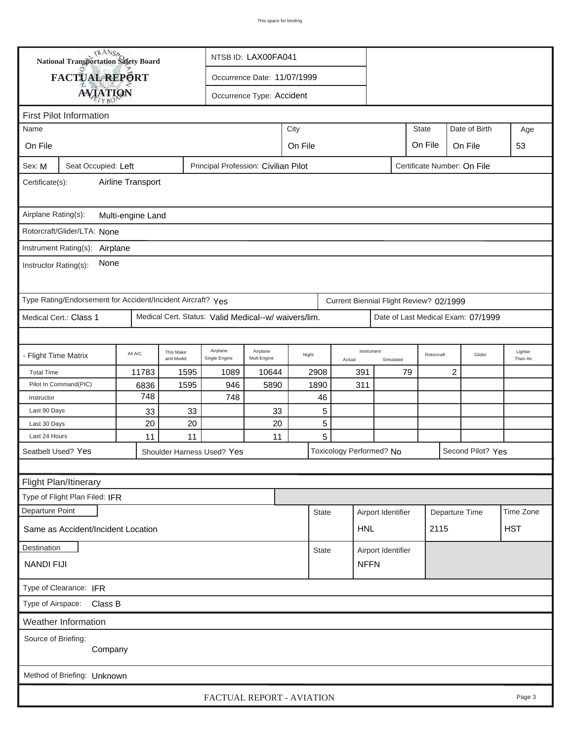This space for binding

**National Transportation Safety Board**

**FACTUAL REPORT**

**AVIATION**

NTSB ID: LAX00FA041

Occurrence Date: 11/07/1999

Occurrence Type: Accident

## First Pilot Information

| Name | City | State | Date of Birth | Age |
|---|---|---|---|---|
| On File | On File | On File | On File | 53 |

Sex: M | Seat Occupied: Left | Principal Profession: Civilian Pilot | Certificate Number: On File

Certificate(s): Airline Transport

Airplane Rating(s): Multi-engine Land

Rotorcraft/Glider/LTA: None

Instrument Rating(s): Airplane

Instructor Rating(s): None

Type Rating/Endorsement for Accident/Incident Aircraft? Yes | Current Biennial Flight Review? 02/1999

Medical Cert.: Class 1 | Medical Cert. Status: Valid Medical--w/ waivers/lim. | Date of Last Medical Exam: 07/1999

| - Flight Time Matrix | All A/C | This Make and Model | Airplane Single Engine | Airplane Mult-Engine | Night | Instrument Actual | Instrument Simulated | Rotorcraft | Glider | Lighter Than Air |
|---|---|---|---|---|---|---|---|---|---|---|
| Total Time | 11783 | 1595 | 1089 | 10644 | 2908 | 391 | 79 | 2 | | |
| Pilot In Command(PIC) | 6836 | 1595 | 946 | 5890 | 1890 | 311 | | | | |
| Instructor | 748 | | 748 | | 46 | | | | | |
| Last 90 Days | 33 | 33 | | 33 | 5 | | | | | |
| Last 30 Days | 20 | 20 | | 20 | 5 | | | | | |
| Last 24 Hours | 11 | 11 | | 11 | 5 | | | | | |

Seatbelt Used? Yes | Shoulder Harness Used? Yes | Toxicology Performed? No | Second Pilot? Yes

## Flight Plan/Itinerary

Type of Flight Plan Filed: IFR

| Departure Point | State | Airport Identifier | Departure Time | Time Zone |
|---|---|---|---|---|
| Same as Accident/Incident Location | | HNL | 2115 | HST |

| Destination | State | Airport Identifier |
|---|---|---|
| NANDI FIJI | | NFFN |

Type of Clearance: IFR

Type of Airspace: Class B

## Weather Information

Source of Briefing: Company

Method of Briefing: Unknown

FACTUAL REPORT - AVIATION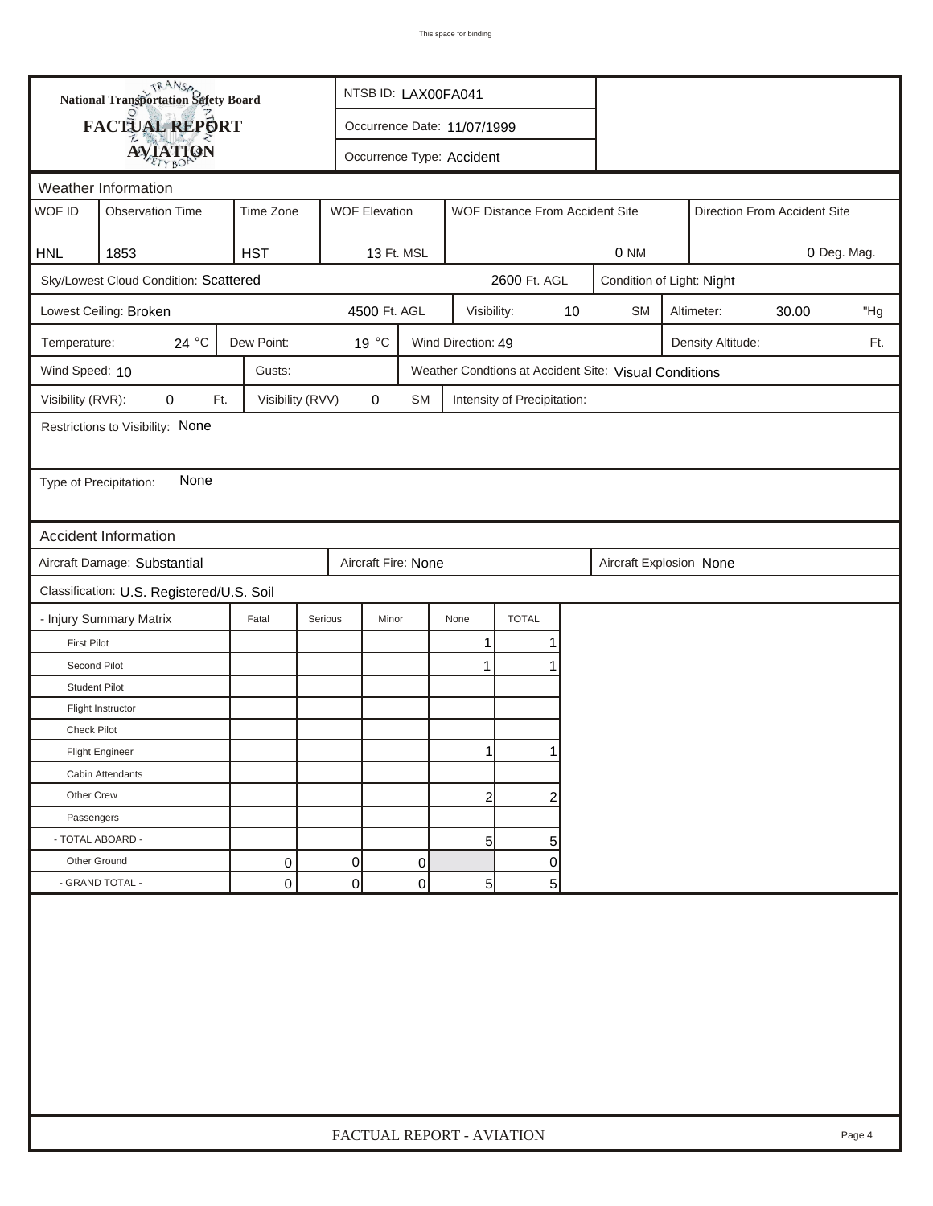This space for binding

**National Transportation Safety Board**

**FACTUAL REPORT**

**AVIATION**

NTSB ID: LAX00FA041

Occurrence Date: 11/07/1999

Occurrence Type: Accident

## Weather Information

| WOF ID | Observation Time | Time Zone | WOF Elevation | WOF Distance From Accident Site | Direction From Accident Site |
|---|---|---|---|---|---|
| HNL | 1853 | HST | 13 Ft. MSL | 0 NM | 0 Deg. Mag. |

Sky/Lowest Cloud Condition: Scattered — 2600 Ft. AGL

Condition of Light: Night

Lowest Ceiling: Broken — 4500 Ft. AGL

Visibility: 10 SM

Altimeter: 30.00 "Hg

Temperature: 24 °C

Dew Point: 19 °C

Wind Direction: 49

Density Altitude: Ft.

Wind Speed: 10

Gusts:

Weather Condtions at Accident Site: Visual Conditions

Visibility (RVR): 0 Ft.

Visibility (RVV) 0 SM

Intensity of Precipitation:

Restrictions to Visibility: None

Type of Precipitation: None

## Accident Information

Aircraft Damage: Substantial

Aircraft Fire: None

Aircraft Explosion None

Classification: U.S. Registered/U.S. Soil

| - Injury Summary Matrix | Fatal | Serious | Minor | None | TOTAL |
|---|---|---|---|---|---|
| First Pilot | | | | 1 | 1 |
| Second Pilot | | | | 1 | 1 |
| Student Pilot | | | | | |
| Flight Instructor | | | | | |
| Check Pilot | | | | | |
| Flight Engineer | | | | 1 | 1 |
| Cabin Attendants | | | | | |
| Other Crew | | | | 2 | 2 |
| Passengers | | | | | |
| - TOTAL ABOARD - | | | | 5 | 5 |
| Other Ground | 0 | 0 | 0 | | 0 |
| - GRAND TOTAL - | 0 | 0 | 0 | 5 | 5 |

FACTUAL REPORT - AVIATION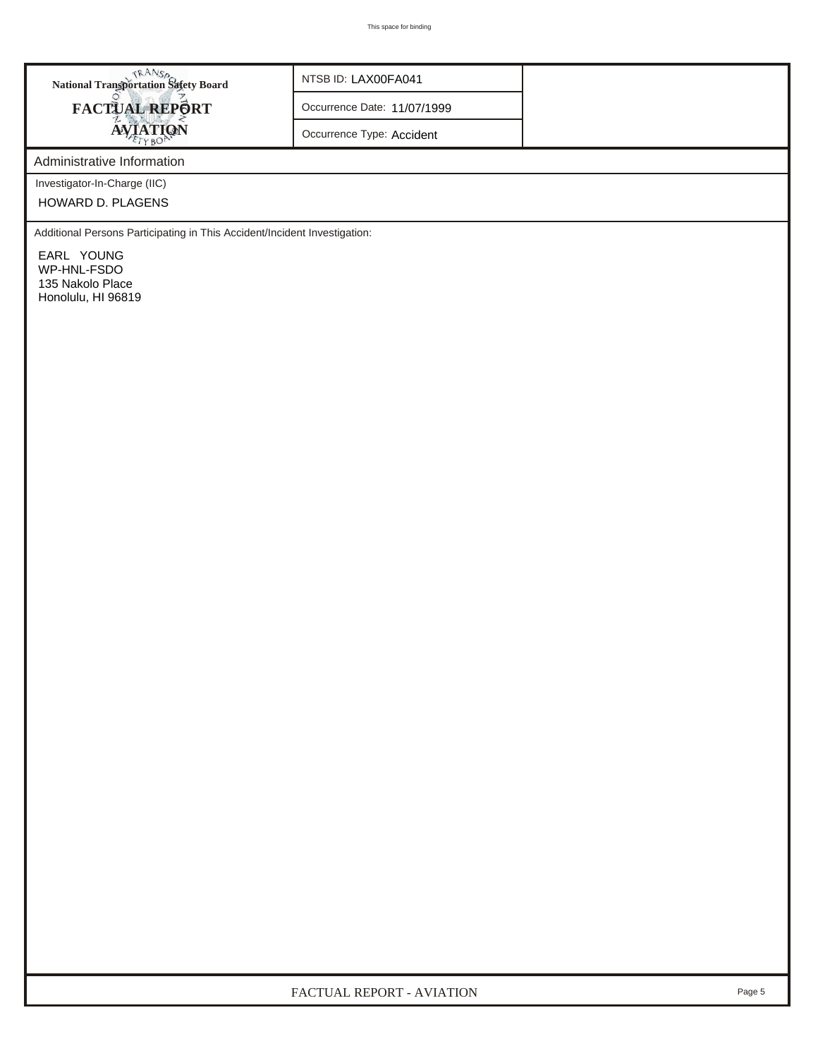**National Transportation Safety Board**

**FACTUAL REPORT**

**AVIATION**

| | |
|---|---|
| NTSB ID: LAX00FA041 | |
| Occurrence Date: 11/07/1999 | |
| Occurrence Type: Accident | |

## Administrative Information

Investigator-In-Charge (IIC)

HOWARD D. PLAGENS

Additional Persons Participating in This Accident/Incident Investigation:

EARL YOUNG
WP-HNL-FSDO
135 Nakolo Place
Honolulu, HI 96819